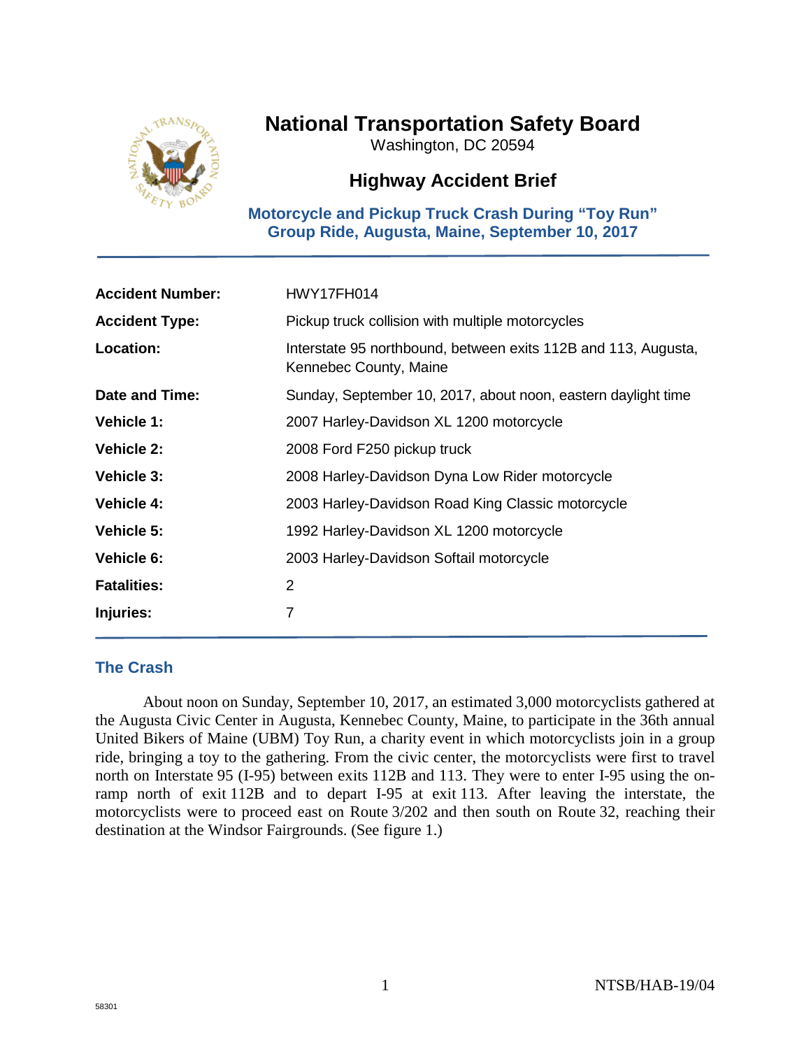# National Transportation Safety Board

Washington, DC 20594

## Highway Accident Brief

### Motorcycle and Pickup Truck Crash During "Toy Run" Group Ride, Augusta, Maine, September 10, 2017

| | |
|---|---|
| **Accident Number:** | HWY17FH014 |
| **Accident Type:** | Pickup truck collision with multiple motorcycles |
| **Location:** | Interstate 95 northbound, between exits 112B and 113, Augusta, Kennebec County, Maine |
| **Date and Time:** | Sunday, September 10, 2017, about noon, eastern daylight time |
| **Vehicle 1:** | 2007 Harley-Davidson XL 1200 motorcycle |
| **Vehicle 2:** | 2008 Ford F250 pickup truck |
| **Vehicle 3:** | 2008 Harley-Davidson Dyna Low Rider motorcycle |
| **Vehicle 4:** | 2003 Harley-Davidson Road King Classic motorcycle |
| **Vehicle 5:** | 1992 Harley-Davidson XL 1200 motorcycle |
| **Vehicle 6:** | 2003 Harley-Davidson Softail motorcycle |
| **Fatalities:** | 2 |
| **Injuries:** | 7 |

## The Crash

About noon on Sunday, September 10, 2017, an estimated 3,000 motorcyclists gathered at the Augusta Civic Center in Augusta, Kennebec County, Maine, to participate in the 36th annual United Bikers of Maine (UBM) Toy Run, a charity event in which motorcyclists join in a group ride, bringing a toy to the gathering. From the civic center, the motorcyclists were first to travel north on Interstate 95 (I-95) between exits 112B and 113. They were to enter I-95 using the on-ramp north of exit 112B and to depart I-95 at exit 113. After leaving the interstate, the motorcyclists were to proceed east on Route 3/202 and then south on Route 32, reaching their destination at the Windsor Fairgrounds. (See figure 1.)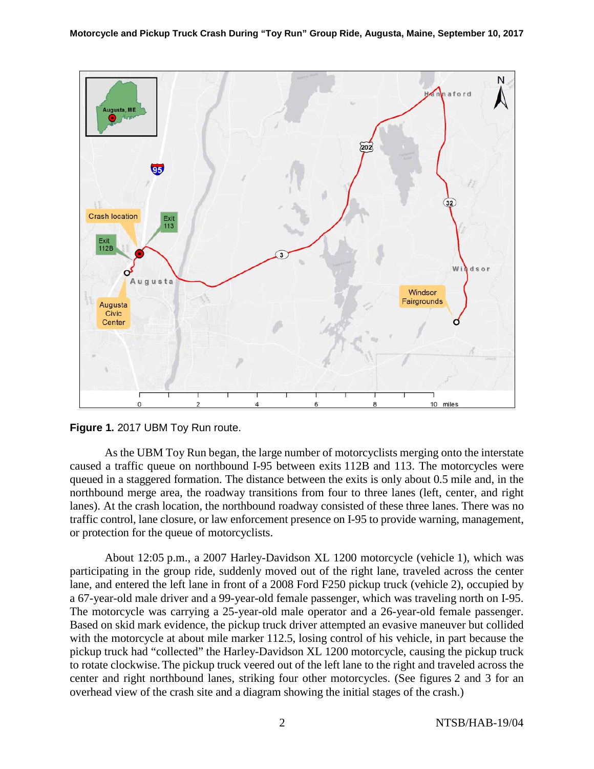**Figure 1.** 2017 UBM Toy Run route.

As the UBM Toy Run began, the large number of motorcyclists merging onto the interstate caused a traffic queue on northbound I-95 between exits 112B and 113. The motorcycles were queued in a staggered formation. The distance between the exits is only about 0.5 mile and, in the northbound merge area, the roadway transitions from four to three lanes (left, center, and right lanes). At the crash location, the northbound roadway consisted of these three lanes. There was no traffic control, lane closure, or law enforcement presence on I-95 to provide warning, management, or protection for the queue of motorcyclists.

About 12:05 p.m., a 2007 Harley-Davidson XL 1200 motorcycle (vehicle 1), which was participating in the group ride, suddenly moved out of the right lane, traveled across the center lane, and entered the left lane in front of a 2008 Ford F250 pickup truck (vehicle 2), occupied by a 67-year-old male driver and a 99-year-old female passenger, which was traveling north on I-95. The motorcycle was carrying a 25-year-old male operator and a 26-year-old female passenger. Based on skid mark evidence, the pickup truck driver attempted an evasive maneuver but collided with the motorcycle at about mile marker 112.5, losing control of his vehicle, in part because the pickup truck had "collected" the Harley-Davidson XL 1200 motorcycle, causing the pickup truck to rotate clockwise. The pickup truck veered out of the left lane to the right and traveled across the center and right northbound lanes, striking four other motorcycles. (See figures 2 and 3 for an overhead view of the crash site and a diagram showing the initial stages of the crash.)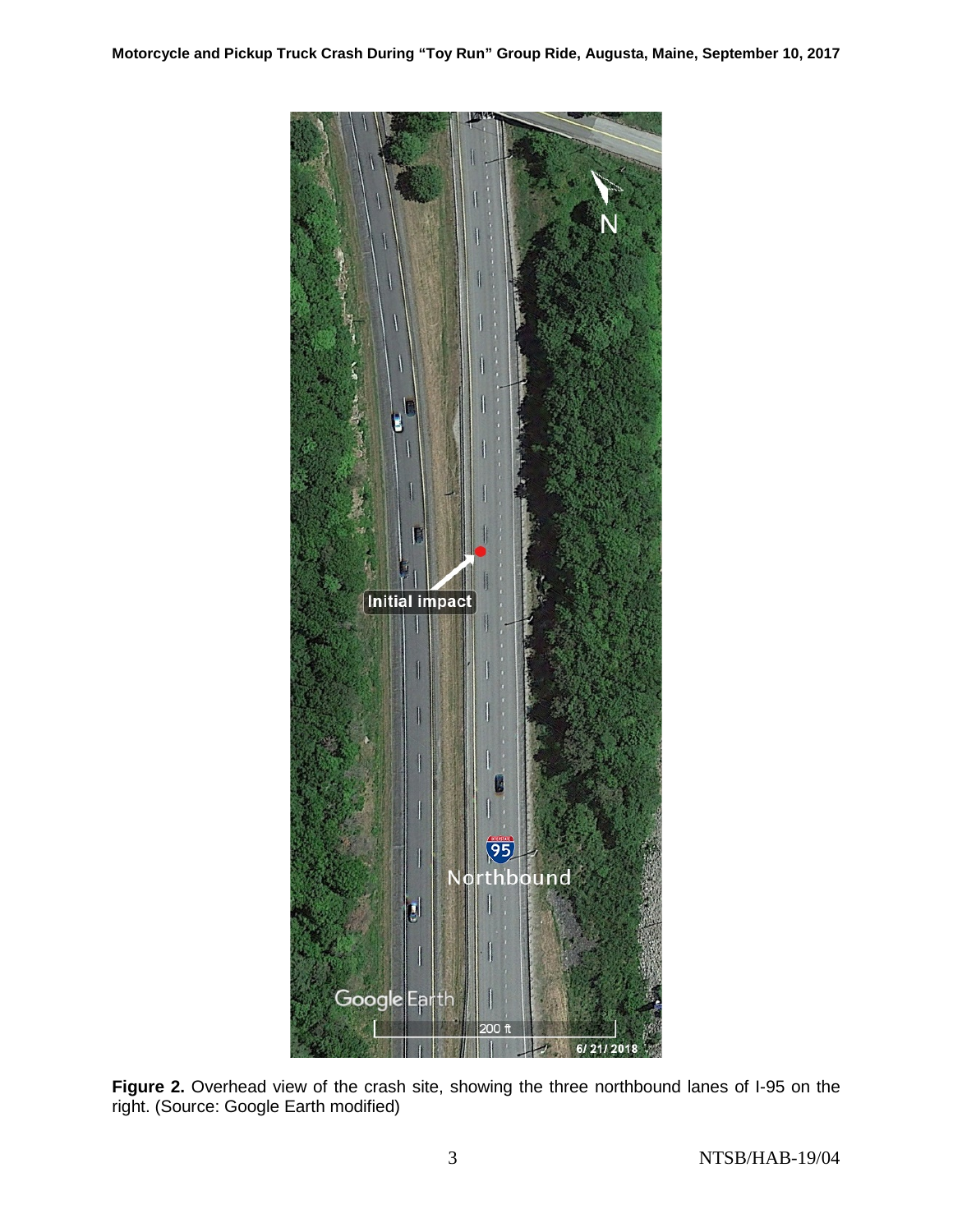**Figure 2.** Overhead view of the crash site, showing the three northbound lanes of I-95 on the right. (Source: Google Earth modified)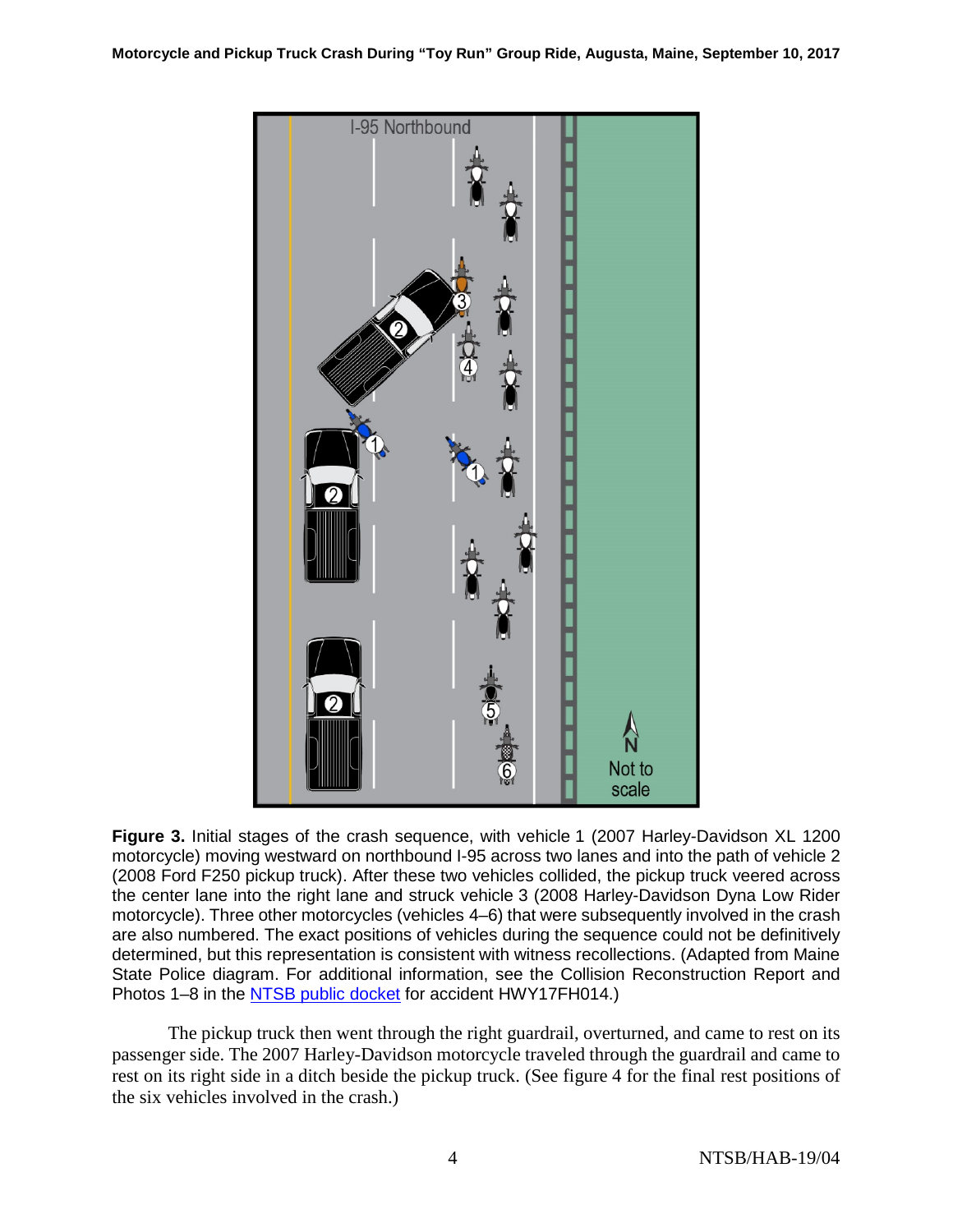**Figure 3.** Initial stages of the crash sequence, with vehicle 1 (2007 Harley-Davidson XL 1200 motorcycle) moving westward on northbound I-95 across two lanes and into the path of vehicle 2 (2008 Ford F250 pickup truck). After these two vehicles collided, the pickup truck veered across the center lane into the right lane and struck vehicle 3 (2008 Harley-Davidson Dyna Low Rider motorcycle). Three other motorcycles (vehicles 4–6) that were subsequently involved in the crash are also numbered. The exact positions of vehicles during the sequence could not be definitively determined, but this representation is consistent with witness recollections. (Adapted from Maine State Police diagram. For additional information, see the Collision Reconstruction Report and Photos 1–8 in the NTSB public docket for accident HWY17FH014.)

The pickup truck then went through the right guardrail, overturned, and came to rest on its passenger side. The 2007 Harley-Davidson motorcycle traveled through the guardrail and came to rest on its right side in a ditch beside the pickup truck. (See figure 4 for the final rest positions of the six vehicles involved in the crash.)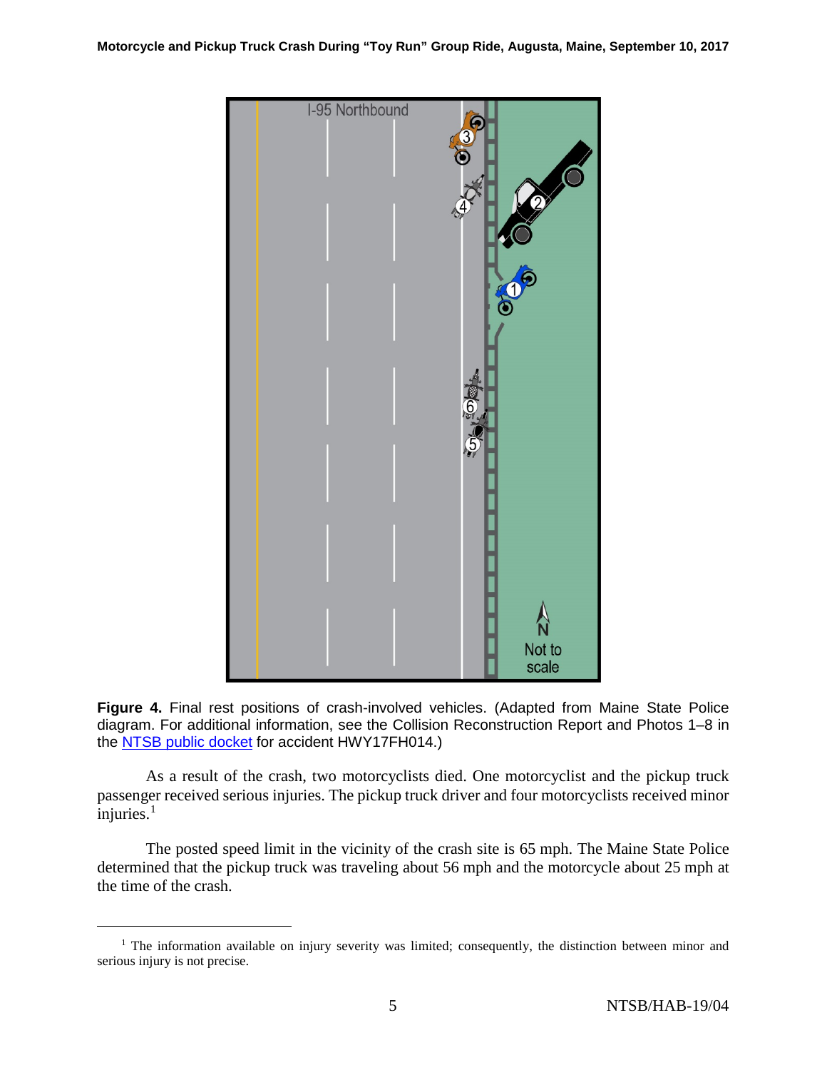**Figure 4.** Final rest positions of crash-involved vehicles. (Adapted from Maine State Police diagram. For additional information, see the Collision Reconstruction Report and Photos 1–8 in the NTSB public docket for accident HWY17FH014.)

As a result of the crash, two motorcyclists died. One motorcyclist and the pickup truck passenger received serious injuries. The pickup truck driver and four motorcyclists received minor injuries.[1]

The posted speed limit in the vicinity of the crash site is 65 mph. The Maine State Police determined that the pickup truck was traveling about 56 mph and the motorcycle about 25 mph at the time of the crash.

---

[1] The information available on injury severity was limited; consequently, the distinction between minor and serious injury is not precise.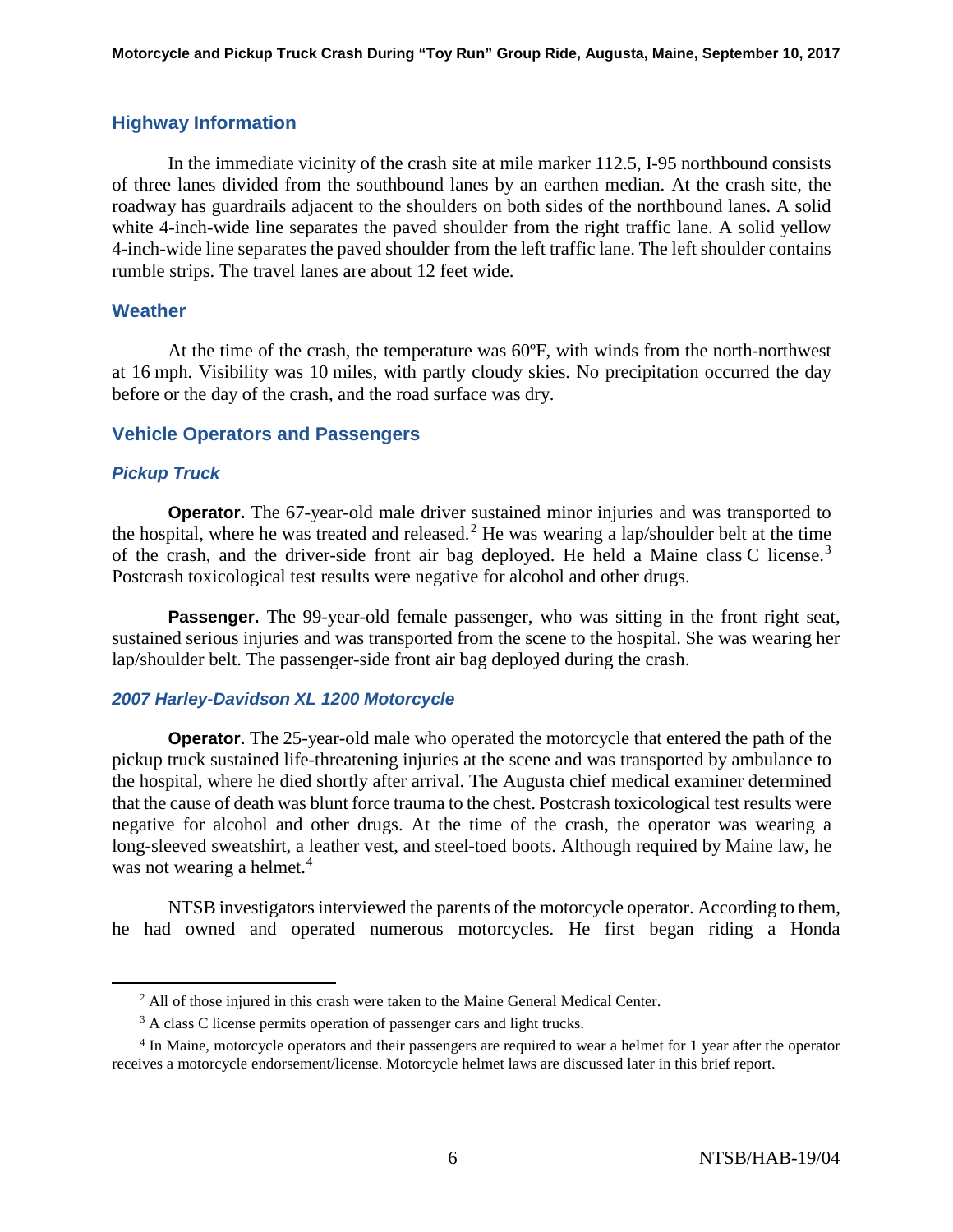## Highway Information

In the immediate vicinity of the crash site at mile marker 112.5, I-95 northbound consists of three lanes divided from the southbound lanes by an earthen median. At the crash site, the roadway has guardrails adjacent to the shoulders on both sides of the northbound lanes. A solid white 4-inch-wide line separates the paved shoulder from the right traffic lane. A solid yellow 4-inch-wide line separates the paved shoulder from the left traffic lane. The left shoulder contains rumble strips. The travel lanes are about 12 feet wide.

## Weather

At the time of the crash, the temperature was 60ºF, with winds from the north-northwest at 16 mph. Visibility was 10 miles, with partly cloudy skies. No precipitation occurred the day before or the day of the crash, and the road surface was dry.

## Vehicle Operators and Passengers

### *Pickup Truck*

**Operator.** The 67-year-old male driver sustained minor injuries and was transported to the hospital, where he was treated and released.[2] He was wearing a lap/shoulder belt at the time of the crash, and the driver-side front air bag deployed. He held a Maine class C license.[3] Postcrash toxicological test results were negative for alcohol and other drugs.

**Passenger.** The 99-year-old female passenger, who was sitting in the front right seat, sustained serious injuries and was transported from the scene to the hospital. She was wearing her lap/shoulder belt. The passenger-side front air bag deployed during the crash.

### *2007 Harley-Davidson XL 1200 Motorcycle*

**Operator.** The 25-year-old male who operated the motorcycle that entered the path of the pickup truck sustained life-threatening injuries at the scene and was transported by ambulance to the hospital, where he died shortly after arrival. The Augusta chief medical examiner determined that the cause of death was blunt force trauma to the chest. Postcrash toxicological test results were negative for alcohol and other drugs. At the time of the crash, the operator was wearing a long-sleeved sweatshirt, a leather vest, and steel-toed boots. Although required by Maine law, he was not wearing a helmet.[4]

NTSB investigators interviewed the parents of the motorcycle operator. According to them, he had owned and operated numerous motorcycles. He first began riding a Honda

---

[2] All of those injured in this crash were taken to the Maine General Medical Center.

[3] A class C license permits operation of passenger cars and light trucks.

[4] In Maine, motorcycle operators and their passengers are required to wear a helmet for 1 year after the operator receives a motorcycle endorsement/license. Motorcycle helmet laws are discussed later in this brief report.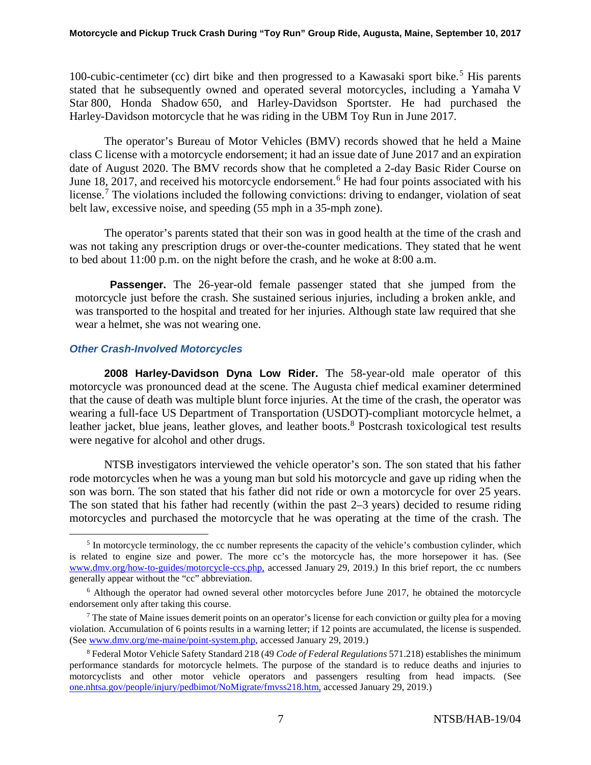100-cubic-centimeter (cc) dirt bike and then progressed to a Kawasaki sport bike.[5] His parents stated that he subsequently owned and operated several motorcycles, including a Yamaha V Star 800, Honda Shadow 650, and Harley-Davidson Sportster. He had purchased the Harley-Davidson motorcycle that he was riding in the UBM Toy Run in June 2017.

The operator's Bureau of Motor Vehicles (BMV) records showed that he held a Maine class C license with a motorcycle endorsement; it had an issue date of June 2017 and an expiration date of August 2020. The BMV records show that he completed a 2-day Basic Rider Course on June 18, 2017, and received his motorcycle endorsement.[6] He had four points associated with his license.[7] The violations included the following convictions: driving to endanger, violation of seat belt law, excessive noise, and speeding (55 mph in a 35-mph zone).

The operator's parents stated that their son was in good health at the time of the crash and was not taking any prescription drugs or over-the-counter medications. They stated that he went to bed about 11:00 p.m. on the night before the crash, and he woke at 8:00 a.m.

**Passenger.** The 26-year-old female passenger stated that she jumped from the motorcycle just before the crash. She sustained serious injuries, including a broken ankle, and was transported to the hospital and treated for her injuries. Although state law required that she wear a helmet, she was not wearing one.

### *Other Crash-Involved Motorcycles*

**2008 Harley-Davidson Dyna Low Rider.** The 58-year-old male operator of this motorcycle was pronounced dead at the scene. The Augusta chief medical examiner determined that the cause of death was multiple blunt force injuries. At the time of the crash, the operator was wearing a full-face US Department of Transportation (USDOT)-compliant motorcycle helmet, a leather jacket, blue jeans, leather gloves, and leather boots.[8] Postcrash toxicological test results were negative for alcohol and other drugs.

NTSB investigators interviewed the vehicle operator's son. The son stated that his father rode motorcycles when he was a young man but sold his motorcycle and gave up riding when the son was born. The son stated that his father did not ride or own a motorcycle for over 25 years. The son stated that his father had recently (within the past 2–3 years) decided to resume riding motorcycles and purchased the motorcycle that he was operating at the time of the crash. The

---

[5] In motorcycle terminology, the cc number represents the capacity of the vehicle's combustion cylinder, which is related to engine size and power. The more cc's the motorcycle has, the more horsepower it has. (See www.dmv.org/how-to-guides/motorcycle-ccs.php, accessed January 29, 2019.) In this brief report, the cc numbers generally appear without the "cc" abbreviation.

[6] Although the operator had owned several other motorcycles before June 2017, he obtained the motorcycle endorsement only after taking this course.

[7] The state of Maine issues demerit points on an operator's license for each conviction or guilty plea for a moving violation. Accumulation of 6 points results in a warning letter; if 12 points are accumulated, the license is suspended. (See www.dmv.org/me-maine/point-system.php, accessed January 29, 2019.)

[8] Federal Motor Vehicle Safety Standard 218 (49 *Code of Federal Regulations* 571.218) establishes the minimum performance standards for motorcycle helmets. The purpose of the standard is to reduce deaths and injuries to motorcyclists and other motor vehicle operators and passengers resulting from head impacts. (See one.nhtsa.gov/people/injury/pedbimot/NoMigrate/fmvss218.htm, accessed January 29, 2019.)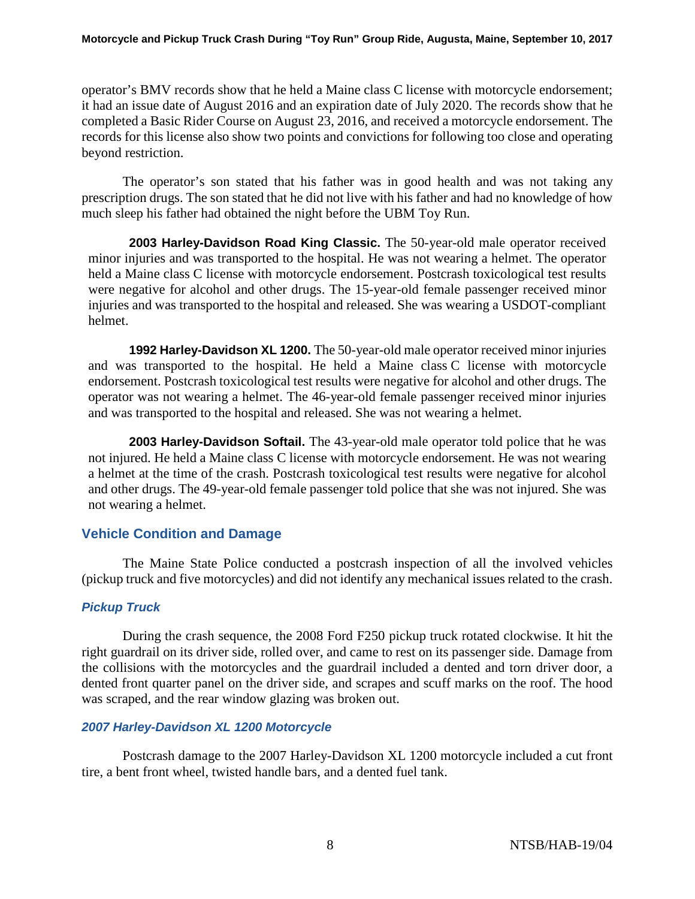operator's BMV records show that he held a Maine class C license with motorcycle endorsement; it had an issue date of August 2016 and an expiration date of July 2020. The records show that he completed a Basic Rider Course on August 23, 2016, and received a motorcycle endorsement. The records for this license also show two points and convictions for following too close and operating beyond restriction.

The operator's son stated that his father was in good health and was not taking any prescription drugs. The son stated that he did not live with his father and had no knowledge of how much sleep his father had obtained the night before the UBM Toy Run.

**2003 Harley-Davidson Road King Classic.** The 50-year-old male operator received minor injuries and was transported to the hospital. He was not wearing a helmet. The operator held a Maine class C license with motorcycle endorsement. Postcrash toxicological test results were negative for alcohol and other drugs. The 15-year-old female passenger received minor injuries and was transported to the hospital and released. She was wearing a USDOT-compliant helmet.

**1992 Harley-Davidson XL 1200.** The 50-year-old male operator received minor injuries and was transported to the hospital. He held a Maine class C license with motorcycle endorsement. Postcrash toxicological test results were negative for alcohol and other drugs. The operator was not wearing a helmet. The 46-year-old female passenger received minor injuries and was transported to the hospital and released. She was not wearing a helmet.

**2003 Harley-Davidson Softail.** The 43-year-old male operator told police that he was not injured. He held a Maine class C license with motorcycle endorsement. He was not wearing a helmet at the time of the crash. Postcrash toxicological test results were negative for alcohol and other drugs. The 49-year-old female passenger told police that she was not injured. She was not wearing a helmet.

## Vehicle Condition and Damage

The Maine State Police conducted a postcrash inspection of all the involved vehicles (pickup truck and five motorcycles) and did not identify any mechanical issues related to the crash.

### *Pickup Truck*

During the crash sequence, the 2008 Ford F250 pickup truck rotated clockwise. It hit the right guardrail on its driver side, rolled over, and came to rest on its passenger side. Damage from the collisions with the motorcycles and the guardrail included a dented and torn driver door, a dented front quarter panel on the driver side, and scrapes and scuff marks on the roof. The hood was scraped, and the rear window glazing was broken out.

### *2007 Harley-Davidson XL 1200 Motorcycle*

Postcrash damage to the 2007 Harley-Davidson XL 1200 motorcycle included a cut front tire, a bent front wheel, twisted handle bars, and a dented fuel tank.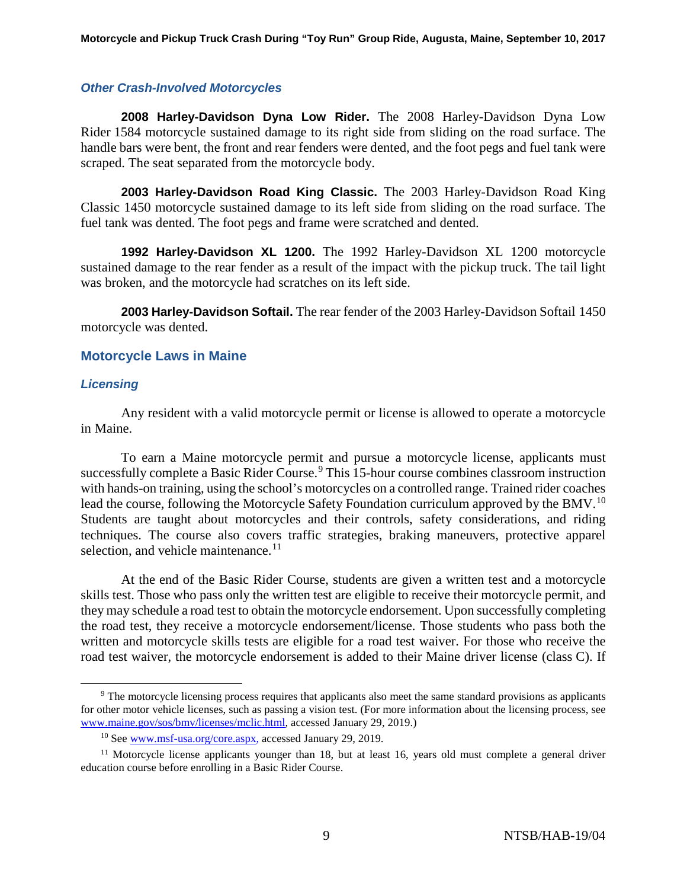### *Other Crash-Involved Motorcycles*

**2008 Harley-Davidson Dyna Low Rider.** The 2008 Harley-Davidson Dyna Low Rider 1584 motorcycle sustained damage to its right side from sliding on the road surface. The handle bars were bent, the front and rear fenders were dented, and the foot pegs and fuel tank were scraped. The seat separated from the motorcycle body.

**2003 Harley-Davidson Road King Classic.** The 2003 Harley-Davidson Road King Classic 1450 motorcycle sustained damage to its left side from sliding on the road surface. The fuel tank was dented. The foot pegs and frame were scratched and dented.

**1992 Harley-Davidson XL 1200.** The 1992 Harley-Davidson XL 1200 motorcycle sustained damage to the rear fender as a result of the impact with the pickup truck. The tail light was broken, and the motorcycle had scratches on its left side.

**2003 Harley-Davidson Softail.** The rear fender of the 2003 Harley-Davidson Softail 1450 motorcycle was dented.

## Motorcycle Laws in Maine

### *Licensing*

Any resident with a valid motorcycle permit or license is allowed to operate a motorcycle in Maine.

To earn a Maine motorcycle permit and pursue a motorcycle license, applicants must successfully complete a Basic Rider Course.[9] This 15-hour course combines classroom instruction with hands-on training, using the school's motorcycles on a controlled range. Trained rider coaches lead the course, following the Motorcycle Safety Foundation curriculum approved by the BMV.[10] Students are taught about motorcycles and their controls, safety considerations, and riding techniques. The course also covers traffic strategies, braking maneuvers, protective apparel selection, and vehicle maintenance.[11]

At the end of the Basic Rider Course, students are given a written test and a motorcycle skills test. Those who pass only the written test are eligible to receive their motorcycle permit, and they may schedule a road test to obtain the motorcycle endorsement. Upon successfully completing the road test, they receive a motorcycle endorsement/license. Those students who pass both the written and motorcycle skills tests are eligible for a road test waiver. For those who receive the road test waiver, the motorcycle endorsement is added to their Maine driver license (class C). If

---

[9] The motorcycle licensing process requires that applicants also meet the same standard provisions as applicants for other motor vehicle licenses, such as passing a vision test. (For more information about the licensing process, see www.maine.gov/sos/bmv/licenses/mclic.html, accessed January 29, 2019.)

[10] See www.msf-usa.org/core.aspx, accessed January 29, 2019.

[11] Motorcycle license applicants younger than 18, but at least 16, years old must complete a general driver education course before enrolling in a Basic Rider Course.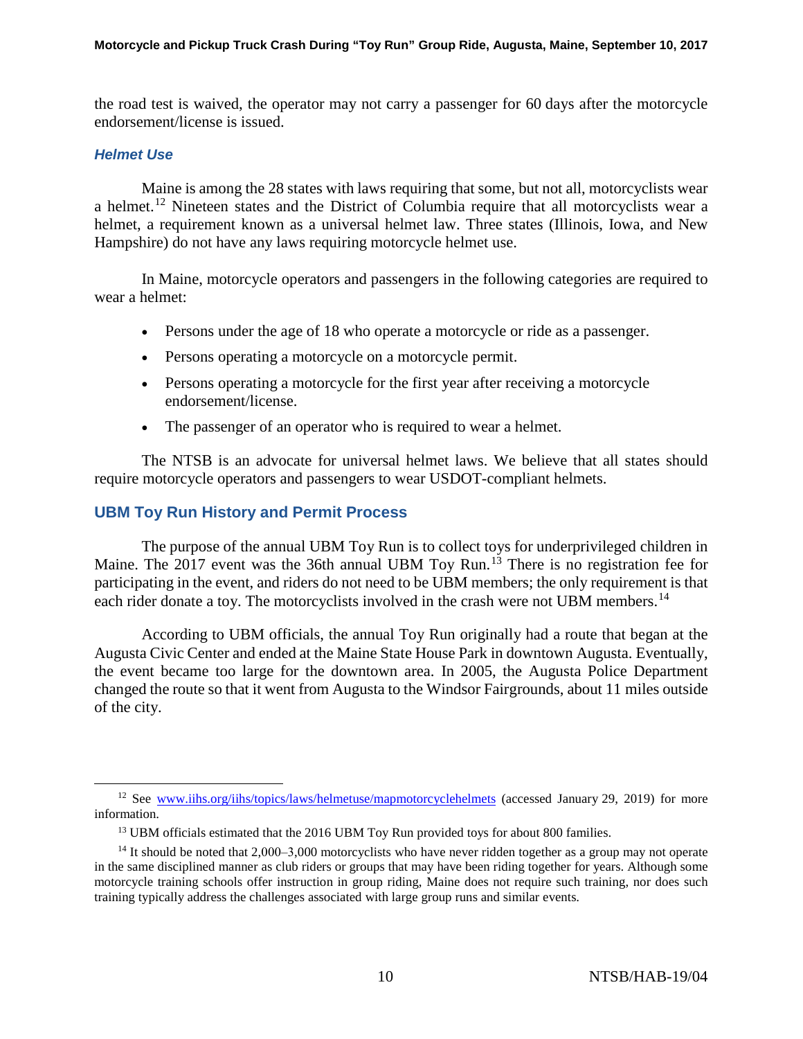the road test is waived, the operator may not carry a passenger for 60 days after the motorcycle endorsement/license is issued.

### *Helmet Use*

Maine is among the 28 states with laws requiring that some, but not all, motorcyclists wear a helmet.[12] Nineteen states and the District of Columbia require that all motorcyclists wear a helmet, a requirement known as a universal helmet law. Three states (Illinois, Iowa, and New Hampshire) do not have any laws requiring motorcycle helmet use.

In Maine, motorcycle operators and passengers in the following categories are required to wear a helmet:

- Persons under the age of 18 who operate a motorcycle or ride as a passenger.
- Persons operating a motorcycle on a motorcycle permit.
- Persons operating a motorcycle for the first year after receiving a motorcycle endorsement/license.
- The passenger of an operator who is required to wear a helmet.

The NTSB is an advocate for universal helmet laws. We believe that all states should require motorcycle operators and passengers to wear USDOT-compliant helmets.

## UBM Toy Run History and Permit Process

The purpose of the annual UBM Toy Run is to collect toys for underprivileged children in Maine. The 2017 event was the 36th annual UBM Toy Run.[13] There is no registration fee for participating in the event, and riders do not need to be UBM members; the only requirement is that each rider donate a toy. The motorcyclists involved in the crash were not UBM members.[14]

According to UBM officials, the annual Toy Run originally had a route that began at the Augusta Civic Center and ended at the Maine State House Park in downtown Augusta. Eventually, the event became too large for the downtown area. In 2005, the Augusta Police Department changed the route so that it went from Augusta to the Windsor Fairgrounds, about 11 miles outside of the city.

---

[12] See www.iihs.org/iihs/topics/laws/helmetuse/mapmotorcyclehelmets (accessed January 29, 2019) for more information.

[13] UBM officials estimated that the 2016 UBM Toy Run provided toys for about 800 families.

[14] It should be noted that 2,000–3,000 motorcyclists who have never ridden together as a group may not operate in the same disciplined manner as club riders or groups that may have been riding together for years. Although some motorcycle training schools offer instruction in group riding, Maine does not require such training, nor does such training typically address the challenges associated with large group runs and similar events.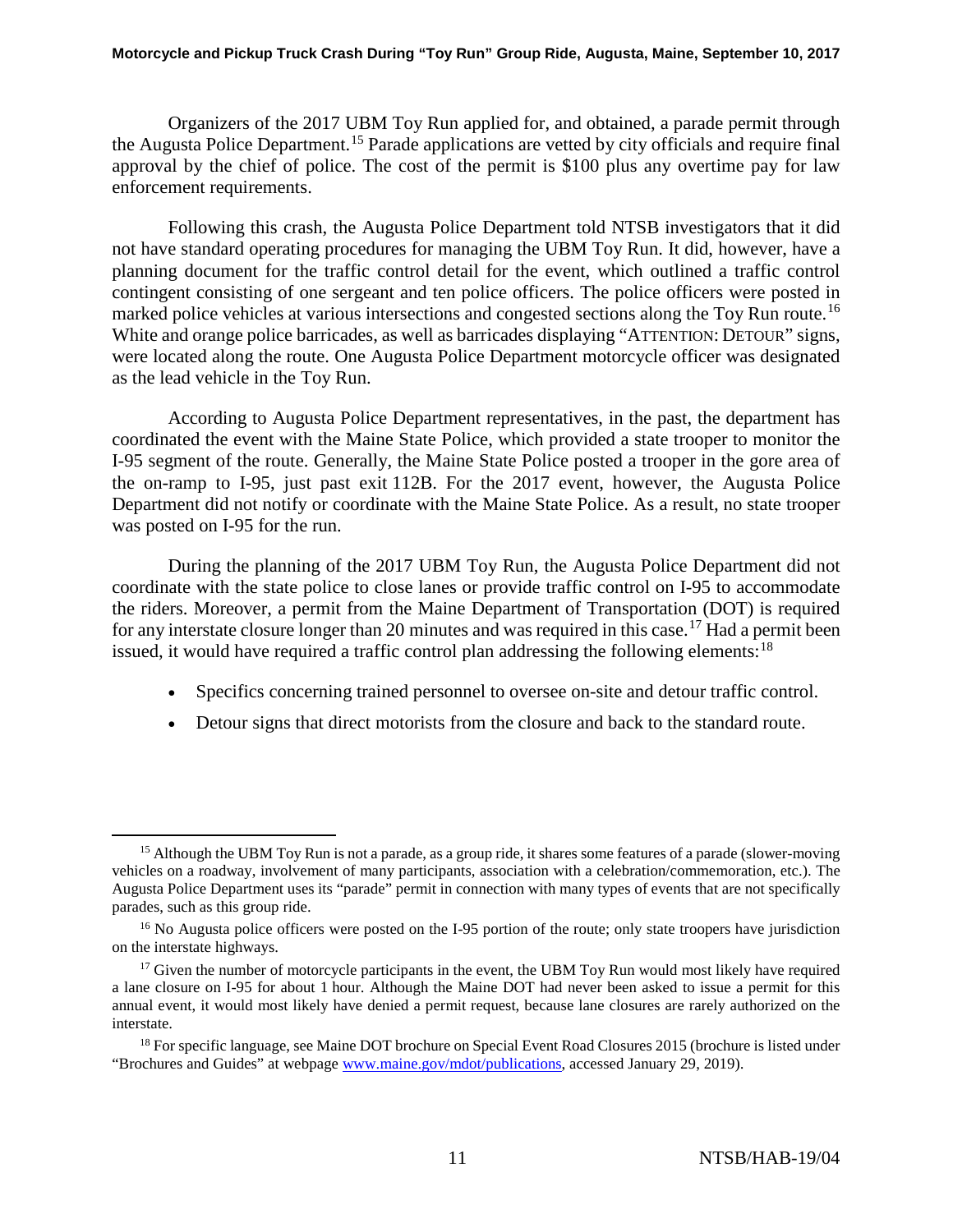Organizers of the 2017 UBM Toy Run applied for, and obtained, a parade permit through the Augusta Police Department.[15] Parade applications are vetted by city officials and require final approval by the chief of police. The cost of the permit is $100 plus any overtime pay for law enforcement requirements.

Following this crash, the Augusta Police Department told NTSB investigators that it did not have standard operating procedures for managing the UBM Toy Run. It did, however, have a planning document for the traffic control detail for the event, which outlined a traffic control contingent consisting of one sergeant and ten police officers. The police officers were posted in marked police vehicles at various intersections and congested sections along the Toy Run route.[16] White and orange police barricades, as well as barricades displaying "ATTENTION: DETOUR" signs, were located along the route. One Augusta Police Department motorcycle officer was designated as the lead vehicle in the Toy Run.

According to Augusta Police Department representatives, in the past, the department has coordinated the event with the Maine State Police, which provided a state trooper to monitor the I-95 segment of the route. Generally, the Maine State Police posted a trooper in the gore area of the on-ramp to I-95, just past exit 112B. For the 2017 event, however, the Augusta Police Department did not notify or coordinate with the Maine State Police. As a result, no state trooper was posted on I-95 for the run.

During the planning of the 2017 UBM Toy Run, the Augusta Police Department did not coordinate with the state police to close lanes or provide traffic control on I-95 to accommodate the riders. Moreover, a permit from the Maine Department of Transportation (DOT) is required for any interstate closure longer than 20 minutes and was required in this case.[17] Had a permit been issued, it would have required a traffic control plan addressing the following elements:[18]

- Specifics concerning trained personnel to oversee on-site and detour traffic control.
- Detour signs that direct motorists from the closure and back to the standard route.

---

[15] Although the UBM Toy Run is not a parade, as a group ride, it shares some features of a parade (slower-moving vehicles on a roadway, involvement of many participants, association with a celebration/commemoration, etc.). The Augusta Police Department uses its "parade" permit in connection with many types of events that are not specifically parades, such as this group ride.

[16] No Augusta police officers were posted on the I-95 portion of the route; only state troopers have jurisdiction on the interstate highways.

[17] Given the number of motorcycle participants in the event, the UBM Toy Run would most likely have required a lane closure on I-95 for about 1 hour. Although the Maine DOT had never been asked to issue a permit for this annual event, it would most likely have denied a permit request, because lane closures are rarely authorized on the interstate.

[18] For specific language, see Maine DOT brochure on Special Event Road Closures 2015 (brochure is listed under "Brochures and Guides" at webpage www.maine.gov/mdot/publications, accessed January 29, 2019).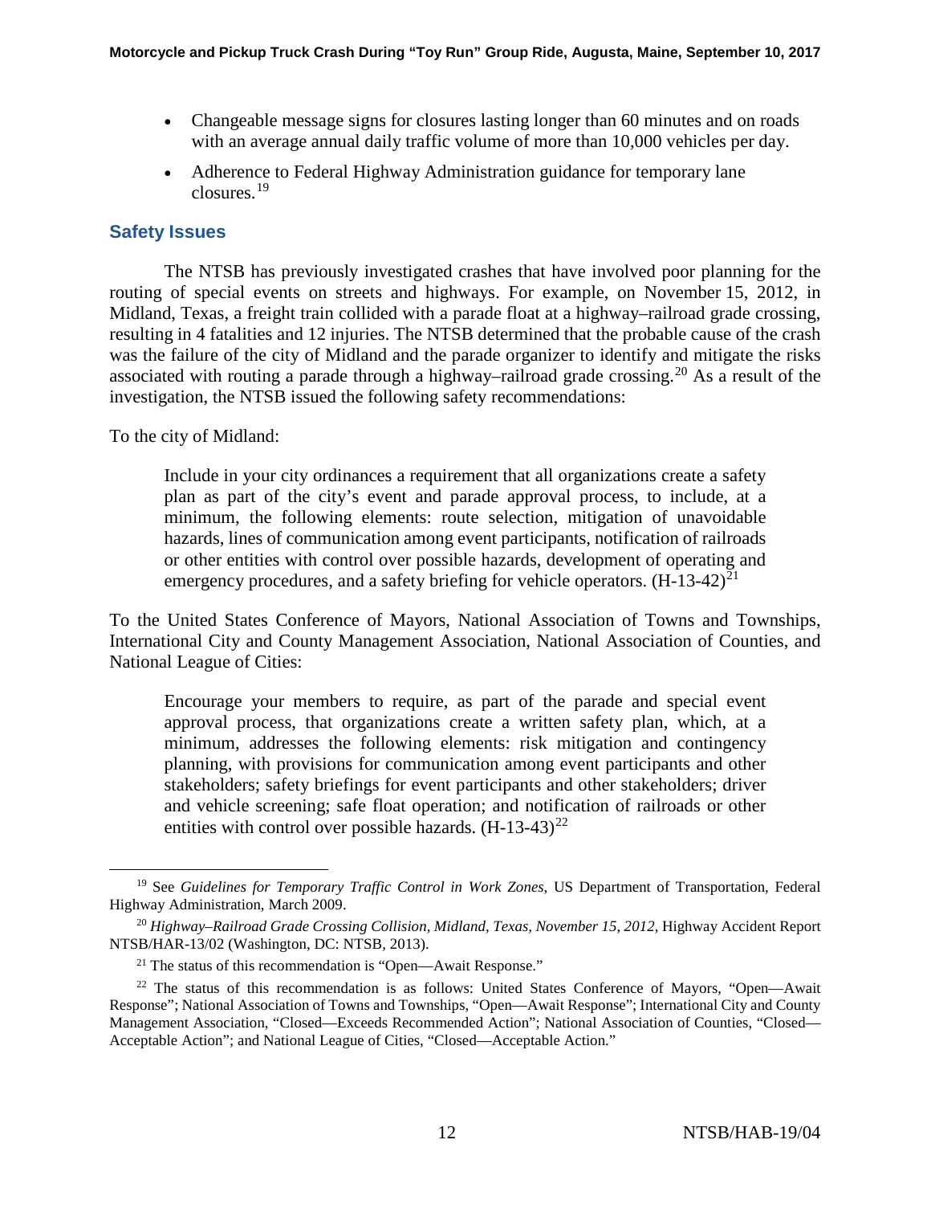- Changeable message signs for closures lasting longer than 60 minutes and on roads with an average annual daily traffic volume of more than 10,000 vehicles per day.
- Adherence to Federal Highway Administration guidance for temporary lane closures.[19]

## Safety Issues

The NTSB has previously investigated crashes that have involved poor planning for the routing of special events on streets and highways. For example, on November 15, 2012, in Midland, Texas, a freight train collided with a parade float at a highway–railroad grade crossing, resulting in 4 fatalities and 12 injuries. The NTSB determined that the probable cause of the crash was the failure of the city of Midland and the parade organizer to identify and mitigate the risks associated with routing a parade through a highway–railroad grade crossing.[20] As a result of the investigation, the NTSB issued the following safety recommendations:

To the city of Midland:

> Include in your city ordinances a requirement that all organizations create a safety plan as part of the city's event and parade approval process, to include, at a minimum, the following elements: route selection, mitigation of unavoidable hazards, lines of communication among event participants, notification of railroads or other entities with control over possible hazards, development of operating and emergency procedures, and a safety briefing for vehicle operators. (H-13-42)[21]

To the United States Conference of Mayors, National Association of Towns and Townships, International City and County Management Association, National Association of Counties, and National League of Cities:

> Encourage your members to require, as part of the parade and special event approval process, that organizations create a written safety plan, which, at a minimum, addresses the following elements: risk mitigation and contingency planning, with provisions for communication among event participants and other stakeholders; safety briefings for event participants and other stakeholders; driver and vehicle screening; safe float operation; and notification of railroads or other entities with control over possible hazards. (H-13-43)[22]

---

[19] See *Guidelines for Temporary Traffic Control in Work Zones*, US Department of Transportation, Federal Highway Administration, March 2009.

[20] *Highway–Railroad Grade Crossing Collision, Midland, Texas, November 15, 2012*, Highway Accident Report NTSB/HAR-13/02 (Washington, DC: NTSB, 2013).

[21] The status of this recommendation is "Open—Await Response."

[22] The status of this recommendation is as follows: United States Conference of Mayors, "Open—Await Response"; National Association of Towns and Townships, "Open—Await Response"; International City and County Management Association, "Closed—Exceeds Recommended Action"; National Association of Counties, "Closed—Acceptable Action"; and National League of Cities, "Closed—Acceptable Action."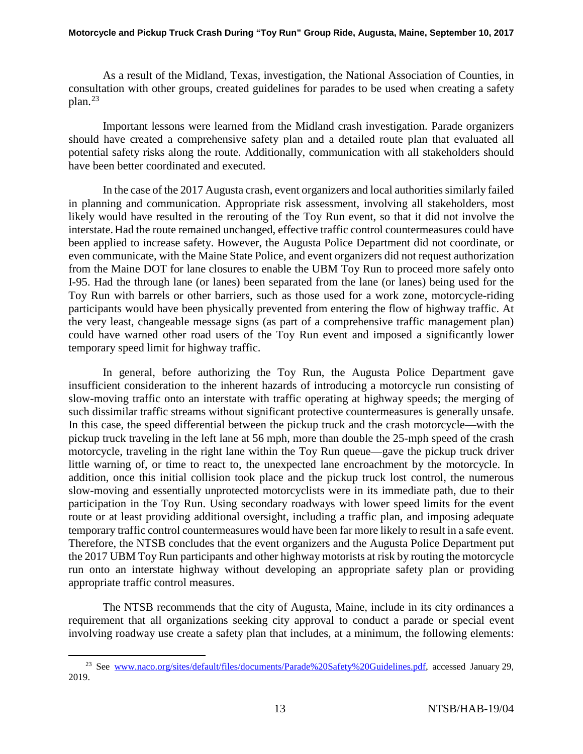As a result of the Midland, Texas, investigation, the National Association of Counties, in consultation with other groups, created guidelines for parades to be used when creating a safety plan.[23]

Important lessons were learned from the Midland crash investigation. Parade organizers should have created a comprehensive safety plan and a detailed route plan that evaluated all potential safety risks along the route. Additionally, communication with all stakeholders should have been better coordinated and executed.

In the case of the 2017 Augusta crash, event organizers and local authorities similarly failed in planning and communication. Appropriate risk assessment, involving all stakeholders, most likely would have resulted in the rerouting of the Toy Run event, so that it did not involve the interstate. Had the route remained unchanged, effective traffic control countermeasures could have been applied to increase safety. However, the Augusta Police Department did not coordinate, or even communicate, with the Maine State Police, and event organizers did not request authorization from the Maine DOT for lane closures to enable the UBM Toy Run to proceed more safely onto I-95. Had the through lane (or lanes) been separated from the lane (or lanes) being used for the Toy Run with barrels or other barriers, such as those used for a work zone, motorcycle-riding participants would have been physically prevented from entering the flow of highway traffic. At the very least, changeable message signs (as part of a comprehensive traffic management plan) could have warned other road users of the Toy Run event and imposed a significantly lower temporary speed limit for highway traffic.

In general, before authorizing the Toy Run, the Augusta Police Department gave insufficient consideration to the inherent hazards of introducing a motorcycle run consisting of slow-moving traffic onto an interstate with traffic operating at highway speeds; the merging of such dissimilar traffic streams without significant protective countermeasures is generally unsafe. In this case, the speed differential between the pickup truck and the crash motorcycle—with the pickup truck traveling in the left lane at 56 mph, more than double the 25-mph speed of the crash motorcycle, traveling in the right lane within the Toy Run queue—gave the pickup truck driver little warning of, or time to react to, the unexpected lane encroachment by the motorcycle. In addition, once this initial collision took place and the pickup truck lost control, the numerous slow-moving and essentially unprotected motorcyclists were in its immediate path, due to their participation in the Toy Run. Using secondary roadways with lower speed limits for the event route or at least providing additional oversight, including a traffic plan, and imposing adequate temporary traffic control countermeasures would have been far more likely to result in a safe event. Therefore, the NTSB concludes that the event organizers and the Augusta Police Department put the 2017 UBM Toy Run participants and other highway motorists at risk by routing the motorcycle run onto an interstate highway without developing an appropriate safety plan or providing appropriate traffic control measures.

The NTSB recommends that the city of Augusta, Maine, include in its city ordinances a requirement that all organizations seeking city approval to conduct a parade or special event involving roadway use create a safety plan that includes, at a minimum, the following elements:

---

[23] See www.naco.org/sites/default/files/documents/Parade%20Safety%20Guidelines.pdf, accessed January 29, 2019.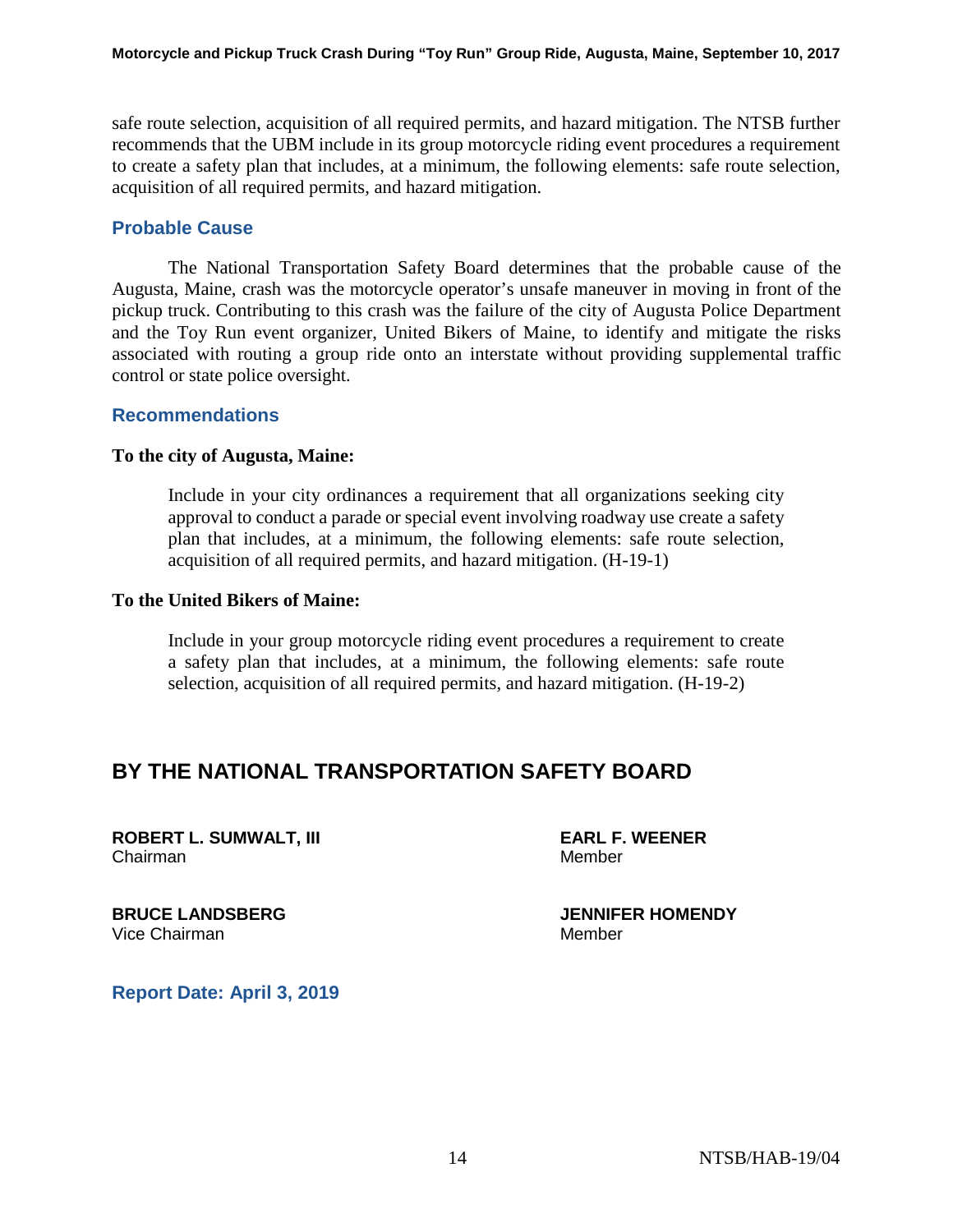safe route selection, acquisition of all required permits, and hazard mitigation. The NTSB further recommends that the UBM include in its group motorcycle riding event procedures a requirement to create a safety plan that includes, at a minimum, the following elements: safe route selection, acquisition of all required permits, and hazard mitigation.

## Probable Cause

The National Transportation Safety Board determines that the probable cause of the Augusta, Maine, crash was the motorcycle operator's unsafe maneuver in moving in front of the pickup truck. Contributing to this crash was the failure of the city of Augusta Police Department and the Toy Run event organizer, United Bikers of Maine, to identify and mitigate the risks associated with routing a group ride onto an interstate without providing supplemental traffic control or state police oversight.

## Recommendations

**To the city of Augusta, Maine:**

> Include in your city ordinances a requirement that all organizations seeking city approval to conduct a parade or special event involving roadway use create a safety plan that includes, at a minimum, the following elements: safe route selection, acquisition of all required permits, and hazard mitigation. (H-19-1)

**To the United Bikers of Maine:**

> Include in your group motorcycle riding event procedures a requirement to create a safety plan that includes, at a minimum, the following elements: safe route selection, acquisition of all required permits, and hazard mitigation. (H-19-2)

# BY THE NATIONAL TRANSPORTATION SAFETY BOARD

**ROBERT L. SUMWALT, III**
Chairman

**EARL F. WEENER**
Member

**BRUCE LANDSBERG**
Vice Chairman

**JENNIFER HOMENDY**
Member

## Report Date: April 3, 2019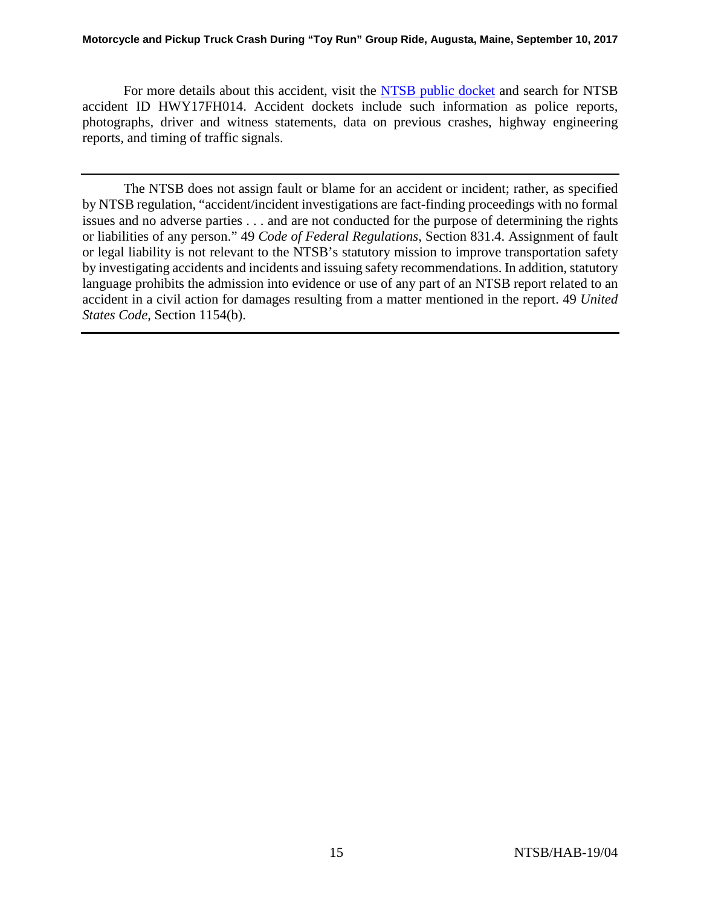For more details about this accident, visit the NTSB public docket and search for NTSB accident ID HWY17FH014. Accident dockets include such information as police reports, photographs, driver and witness statements, data on previous crashes, highway engineering reports, and timing of traffic signals.

---

The NTSB does not assign fault or blame for an accident or incident; rather, as specified by NTSB regulation, "accident/incident investigations are fact-finding proceedings with no formal issues and no adverse parties . . . and are not conducted for the purpose of determining the rights or liabilities of any person." 49 *Code of Federal Regulations*, Section 831.4. Assignment of fault or legal liability is not relevant to the NTSB's statutory mission to improve transportation safety by investigating accidents and incidents and issuing safety recommendations. In addition, statutory language prohibits the admission into evidence or use of any part of an NTSB report related to an accident in a civil action for damages resulting from a matter mentioned in the report. 49 *United States Code*, Section 1154(b).

---